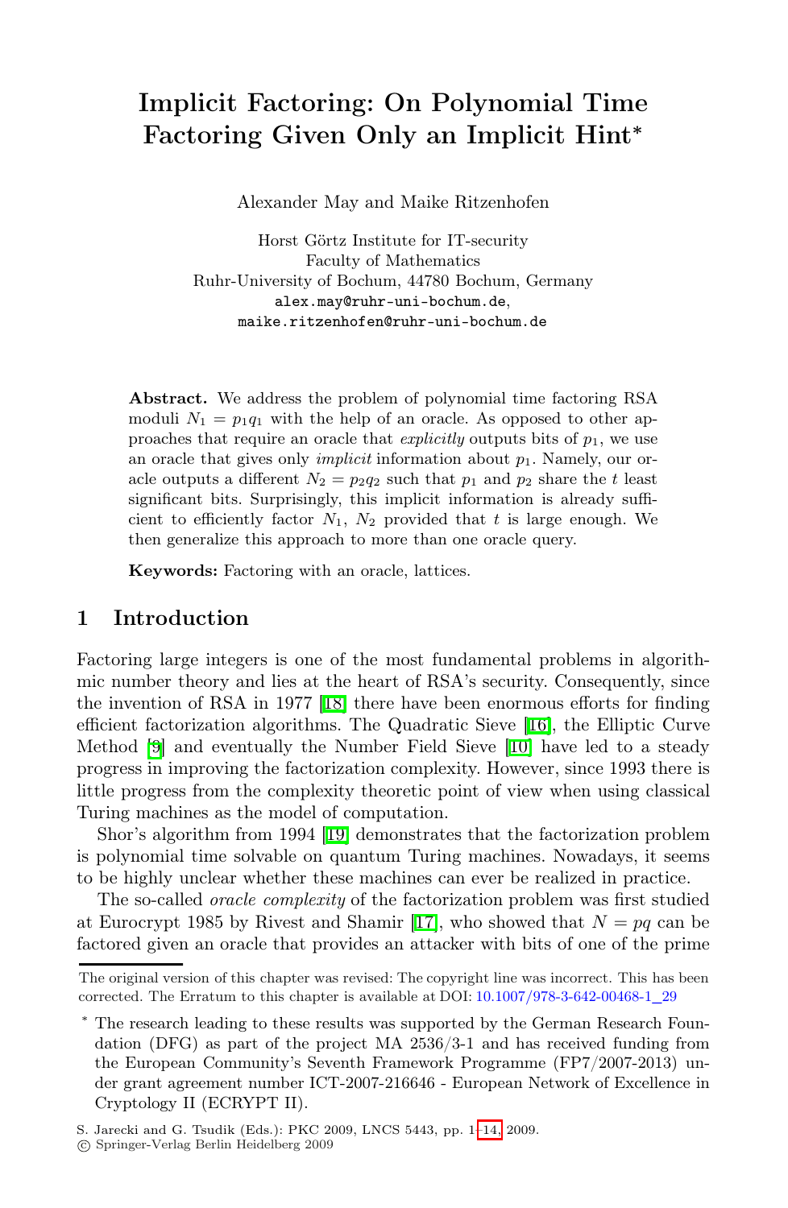# Implicit Factoring: On Polynomial Time Factoring Given Only an Implicit Hint*

Alexander May and Maike Ritzenhofen

Horst Görtz Institute for IT-security
Faculty of Mathematics
Ruhr-University of Bochum, 44780 Bochum, Germany
alex.may@ruhr-uni-bochum.de,
maike.ritzenhofen@ruhr-uni-bochum.de

**Abstract.** We address the problem of polynomial time factoring RSA moduli $N_1 = p_1q_1$ with the help of an oracle. As opposed to other approaches that require an oracle that *explicitly* outputs bits of $p_1$, we use an oracle that gives only *implicit* information about $p_1$. Namely, our oracle outputs a different $N_2 = p_2q_2$ such that $p_1$ and $p_2$ share the $t$ least significant bits. Surprisingly, this implicit information is already sufficient to efficiently factor $N_1$, $N_2$ provided that $t$ is large enough. We then generalize this approach to more than one oracle query.

**Keywords:** Factoring with an oracle, lattices.

## 1 Introduction

Factoring large integers is one of the most fundamental problems in algorithmic number theory and lies at the heart of RSA's security. Consequently, since the invention of RSA in 1977 [18] there have been enormous efforts for finding efficient factorization algorithms. The Quadratic Sieve [16], the Elliptic Curve Method [9] and eventually the Number Field Sieve [10] have led to a steady progress in improving the factorization complexity. However, since 1993 there is little progress from the complexity theoretic point of view when using classical Turing machines as the model of computation.

Shor's algorithm from 1994 [19] demonstrates that the factorization problem is polynomial time solvable on quantum Turing machines. Nowadays, it seems to be highly unclear whether these machines can ever be realized in practice.

The so-called *oracle complexity* of the factorization problem was first studied at Eurocrypt 1985 by Rivest and Shamir [17], who showed that $N = pq$ can be factored given an oracle that provides an attacker with bits of one of the prime

---

The original version of this chapter was revised: The copyright line was incorrect. This has been corrected. The Erratum to this chapter is available at DOI: 10.1007/978-3-642-00468-1_29

* The research leading to these results was supported by the German Research Foundation (DFG) as part of the project MA 2536/3-1 and has received funding from the European Community's Seventh Framework Programme (FP7/2007-2013) under grant agreement number ICT-2007-216646 - European Network of Excellence in Cryptology II (ECRYPT II).

S. Jarecki and G. Tsudik (Eds.): PKC 2009, LNCS 5443, pp. 1–14, 2009.
© Springer-Verlag Berlin Heidelberg 2009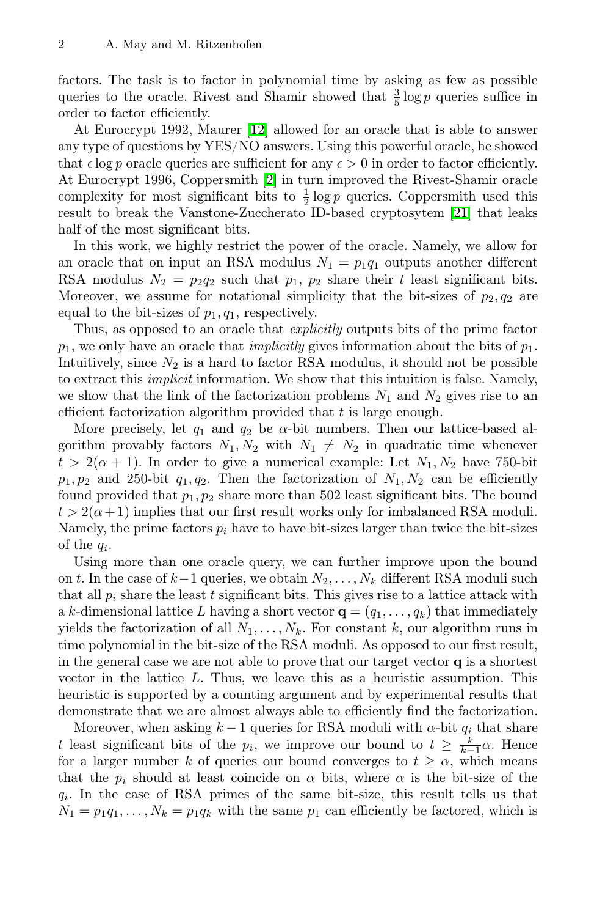factors. The task is to factor in polynomial time by asking as few as possible queries to the oracle. Rivest and Shamir showed that $\frac{3}{5}\log p$ queries suffice in order to factor efficiently.

At Eurocrypt 1992, Maurer [12] allowed for an oracle that is able to answer any type of questions by YES/NO answers. Using this powerful oracle, he showed that $\epsilon \log p$ oracle queries are sufficient for any $\epsilon > 0$ in order to factor efficiently. At Eurocrypt 1996, Coppersmith [2] in turn improved the Rivest-Shamir oracle complexity for most significant bits to $\frac{1}{2}\log p$ queries. Coppersmith used this result to break the Vanstone-Zuccherato ID-based cryptosytem [21] that leaks half of the most significant bits.

In this work, we highly restrict the power of the oracle. Namely, we allow for an oracle that on input an RSA modulus $N_1 = p_1 q_1$ outputs another different RSA modulus $N_2 = p_2 q_2$ such that $p_1$, $p_2$ share their $t$ least significant bits. Moreover, we assume for notational simplicity that the bit-sizes of $p_2, q_2$ are equal to the bit-sizes of $p_1, q_1$, respectively.

Thus, as opposed to an oracle that *explicitly* outputs bits of the prime factor $p_1$, we only have an oracle that *implicitly* gives information about the bits of $p_1$. Intuitively, since $N_2$ is a hard to factor RSA modulus, it should not be possible to extract this *implicit* information. We show that this intuition is false. Namely, we show that the link of the factorization problems $N_1$ and $N_2$ gives rise to an efficient factorization algorithm provided that $t$ is large enough.

More precisely, let $q_1$ and $q_2$ be $\alpha$-bit numbers. Then our lattice-based algorithm provably factors $N_1, N_2$ with $N_1 \neq N_2$ in quadratic time whenever $t > 2(\alpha + 1)$. In order to give a numerical example: Let $N_1, N_2$ have 750-bit $p_1, p_2$ and 250-bit $q_1, q_2$. Then the factorization of $N_1, N_2$ can be efficiently found provided that $p_1, p_2$ share more than 502 least significant bits. The bound $t > 2(\alpha+1)$ implies that our first result works only for imbalanced RSA moduli. Namely, the prime factors $p_i$ have to have bit-sizes larger than twice the bit-sizes of the $q_i$.

Using more than one oracle query, we can further improve upon the bound on $t$. In the case of $k-1$ queries, we obtain $N_2, \ldots, N_k$ different RSA moduli such that all $p_i$ share the least $t$ significant bits. This gives rise to a lattice attack with a $k$-dimensional lattice $L$ having a short vector $\mathbf{q} = (q_1, \ldots, q_k)$ that immediately yields the factorization of all $N_1, \ldots, N_k$. For constant $k$, our algorithm runs in time polynomial in the bit-size of the RSA moduli. As opposed to our first result, in the general case we are not able to prove that our target vector $\mathbf{q}$ is a shortest vector in the lattice $L$. Thus, we leave this as a heuristic assumption. This heuristic is supported by a counting argument and by experimental results that demonstrate that we are almost always able to efficiently find the factorization.

Moreover, when asking $k-1$ queries for RSA moduli with $\alpha$-bit $q_i$ that share $t$ least significant bits of the $p_i$, we improve our bound to $t \geq \frac{k}{k-1}\alpha$. Hence for a larger number $k$ of queries our bound converges to $t \geq \alpha$, which means that the $p_i$ should at least coincide on $\alpha$ bits, where $\alpha$ is the bit-size of the $q_i$. In the case of RSA primes of the same bit-size, this result tells us that $N_1 = p_1 q_1, \ldots, N_k = p_1 q_k$ with the same $p_1$ can efficiently be factored, which is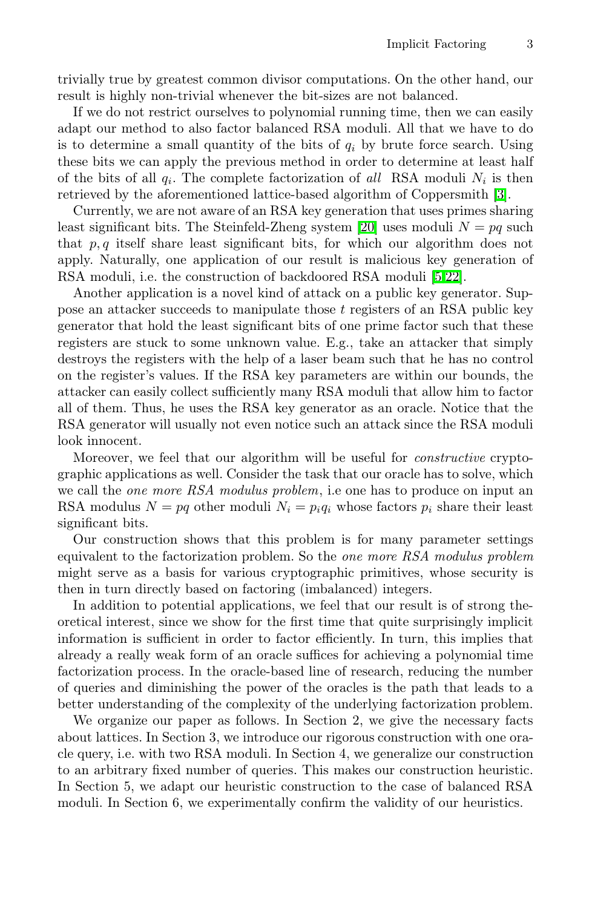trivially true by greatest common divisor computations. On the other hand, our result is highly non-trivial whenever the bit-sizes are not balanced.

If we do not restrict ourselves to polynomial running time, then we can easily adapt our method to also factor balanced RSA moduli. All that we have to do is to determine a small quantity of the bits of $q_i$ by brute force search. Using these bits we can apply the previous method in order to determine at least half of the bits of all $q_i$. The complete factorization of *all* RSA moduli $N_i$ is then retrieved by the aforementioned lattice-based algorithm of Coppersmith [3].

Currently, we are not aware of an RSA key generation that uses primes sharing least significant bits. The Steinfeld-Zheng system [20] uses moduli $N = pq$ such that $p, q$ itself share least significant bits, for which our algorithm does not apply. Naturally, one application of our result is malicious key generation of RSA moduli, i.e. the construction of backdoored RSA moduli [5,22].

Another application is a novel kind of attack on a public key generator. Suppose an attacker succeeds to manipulate those $t$ registers of an RSA public key generator that hold the least significant bits of one prime factor such that these registers are stuck to some unknown value. E.g., take an attacker that simply destroys the registers with the help of a laser beam such that he has no control on the register's values. If the RSA key parameters are within our bounds, the attacker can easily collect sufficiently many RSA moduli that allow him to factor all of them. Thus, he uses the RSA key generator as an oracle. Notice that the RSA generator will usually not even notice such an attack since the RSA moduli look innocent.

Moreover, we feel that our algorithm will be useful for *constructive* cryptographic applications as well. Consider the task that our oracle has to solve, which we call the *one more RSA modulus problem*, i.e one has to produce on input an RSA modulus $N = pq$ other moduli $N_i = p_i q_i$ whose factors $p_i$ share their least significant bits.

Our construction shows that this problem is for many parameter settings equivalent to the factorization problem. So the *one more RSA modulus problem* might serve as a basis for various cryptographic primitives, whose security is then in turn directly based on factoring (imbalanced) integers.

In addition to potential applications, we feel that our result is of strong theoretical interest, since we show for the first time that quite surprisingly implicit information is sufficient in order to factor efficiently. In turn, this implies that already a really weak form of an oracle suffices for achieving a polynomial time factorization process. In the oracle-based line of research, reducing the number of queries and diminishing the power of the oracles is the path that leads to a better understanding of the complexity of the underlying factorization problem.

We organize our paper as follows. In Section 2, we give the necessary facts about lattices. In Section 3, we introduce our rigorous construction with one oracle query, i.e. with two RSA moduli. In Section 4, we generalize our construction to an arbitrary fixed number of queries. This makes our construction heuristic. In Section 5, we adapt our heuristic construction to the case of balanced RSA moduli. In Section 6, we experimentally confirm the validity of our heuristics.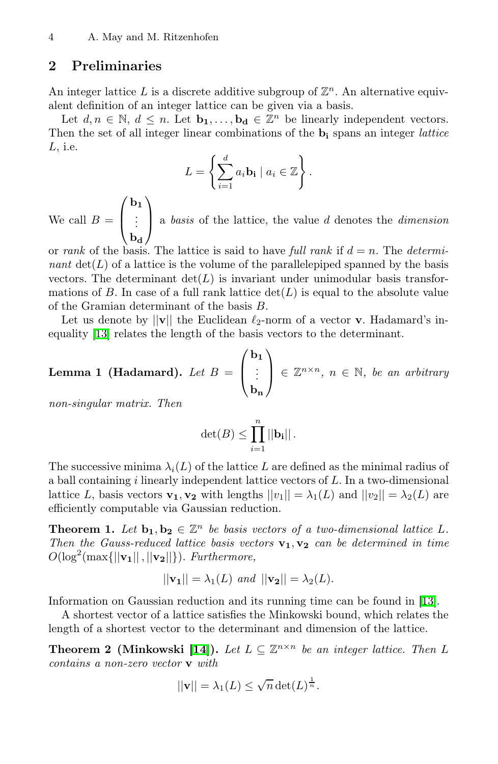## 2 Preliminaries

An integer lattice $L$ is a discrete additive subgroup of $\mathbb{Z}^n$. An alternative equivalent definition of an integer lattice can be given via a basis.

Let $d, n \in \mathbb{N}$, $d \leq n$. Let $\mathbf{b_1}, \ldots, \mathbf{b_d} \in \mathbb{Z}^n$ be linearly independent vectors. Then the set of all integer linear combinations of the $\mathbf{b_i}$ spans an integer *lattice* $L$, i.e.

$$L = \left\{ \sum_{i=1}^{d} a_i \mathbf{b_i} \mid a_i \in \mathbb{Z} \right\}.$$

We call $B = \begin{pmatrix} \mathbf{b_1} \\ \vdots \\ \mathbf{b_d} \end{pmatrix}$ a *basis* of the lattice, the value $d$ denotes the *dimension* or *rank* of the basis. The lattice is said to have *full rank* if $d = n$. The *determinant* $\det(L)$ of a lattice is the volume of the parallelepiped spanned by the basis vectors. The determinant $\det(L)$ is invariant under unimodular basis transformations of $B$. In case of a full rank lattice $\det(L)$ is equal to the absolute value of the Gramian determinant of the basis $B$.

Let us denote by $||\mathbf{v}||$ the Euclidean $\ell_2$-norm of a vector $\mathbf{v}$. Hadamard's inequality [13] relates the length of the basis vectors to the determinant.

**Lemma 1 (Hadamard).** *Let* $B = \begin{pmatrix} \mathbf{b_1} \\ \vdots \\ \mathbf{b_n} \end{pmatrix} \in \mathbb{Z}^{n \times n}$, $n \in \mathbb{N}$, *be an arbitrary non-singular matrix. Then*

$$\det(B) \leq \prod_{i=1}^{n} ||\mathbf{b_i}||.$$

The successive minima $\lambda_i(L)$ of the lattice $L$ are defined as the minimal radius of a ball containing $i$ linearly independent lattice vectors of $L$. In a two-dimensional lattice $L$, basis vectors $\mathbf{v_1}, \mathbf{v_2}$ with lengths $||v_1|| = \lambda_1(L)$ and $||v_2|| = \lambda_2(L)$ are efficiently computable via Gaussian reduction.

**Theorem 1.** *Let* $\mathbf{b_1}, \mathbf{b_2} \in \mathbb{Z}^n$ *be basis vectors of a two-dimensional lattice* $L$. *Then the Gauss-reduced lattice basis vectors* $\mathbf{v_1}, \mathbf{v_2}$ *can be determined in time* $O(\log^2(\max\{||\mathbf{v_1}||, ||\mathbf{v_2}||\})$. *Furthermore,*

$$||\mathbf{v_1}|| = \lambda_1(L) \text{ and } ||\mathbf{v_2}|| = \lambda_2(L).$$

Information on Gaussian reduction and its running time can be found in [13].

A shortest vector of a lattice satisfies the Minkowski bound, which relates the length of a shortest vector to the determinant and dimension of the lattice.

**Theorem 2 (Minkowski [14]).** *Let* $L \subseteq \mathbb{Z}^{n \times n}$ *be an integer lattice. Then* $L$ *contains a non-zero vector* $\mathbf{v}$ *with*

$$||\mathbf{v}|| = \lambda_1(L) \leq \sqrt{n} \det(L)^{\frac{1}{n}}.$$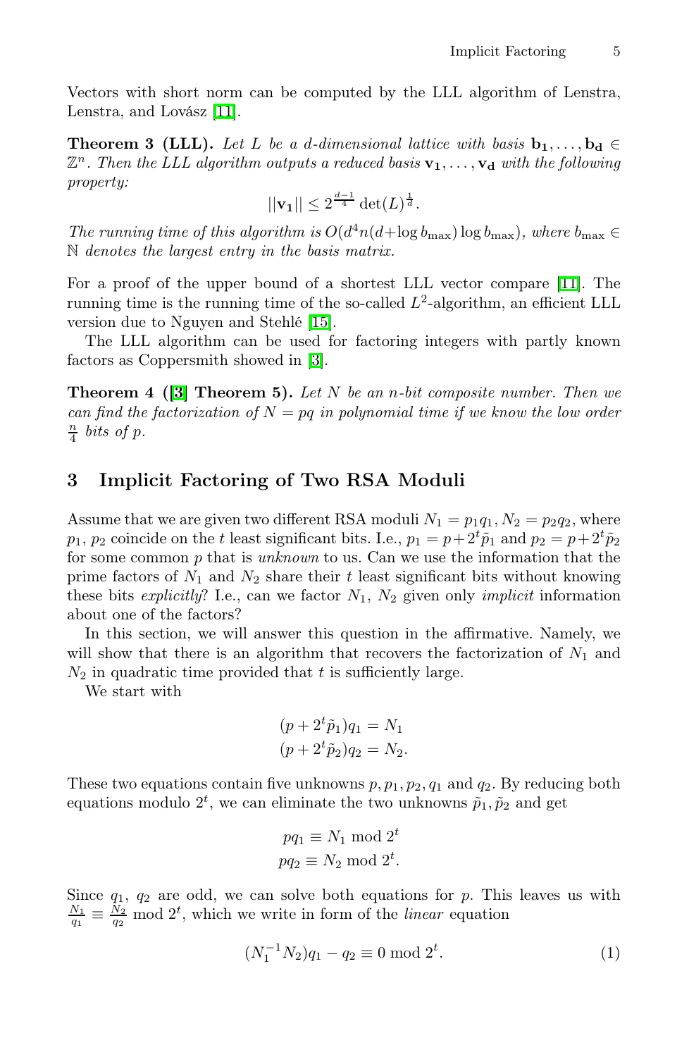Vectors with short norm can be computed by the LLL algorithm of Lenstra, Lenstra, and Lovász [11].

**Theorem 3 (LLL).** *Let $L$ be a $d$-dimensional lattice with basis $\mathbf{b_1}, \ldots, \mathbf{b_d} \in \mathbb{Z}^n$. Then the LLL algorithm outputs a reduced basis $\mathbf{v_1}, \ldots, \mathbf{v_d}$ with the following property:*

$$||\mathbf{v_1}|| \leq 2^{\frac{d-1}{4}} \det(L)^{\frac{1}{d}}.$$

*The running time of this algorithm is $O(d^4 n(d + \log b_{\max}) \log b_{\max})$, where $b_{\max} \in \mathbb{N}$ denotes the largest entry in the basis matrix.*

For a proof of the upper bound of a shortest LLL vector compare [11]. The running time is the running time of the so-called $L^2$-algorithm, an efficient LLL version due to Nguyen and Stehlé [15].

The LLL algorithm can be used for factoring integers with partly known factors as Coppersmith showed in [3].

**Theorem 4 ([3] Theorem 5).** *Let $N$ be an $n$-bit composite number. Then we can find the factorization of $N = pq$ in polynomial time if we know the low order $\frac{n}{4}$ bits of $p$.*

## 3 Implicit Factoring of Two RSA Moduli

Assume that we are given two different RSA moduli $N_1 = p_1 q_1, N_2 = p_2 q_2$, where $p_1$, $p_2$ coincide on the $t$ least significant bits. I.e., $p_1 = p + 2^t \tilde{p}_1$ and $p_2 = p + 2^t \tilde{p}_2$ for some common $p$ that is *unknown* to us. Can we use the information that the prime factors of $N_1$ and $N_2$ share their $t$ least significant bits without knowing these bits *explicitly*? I.e., can we factor $N_1$, $N_2$ given only *implicit* information about one of the factors?

In this section, we will answer this question in the affirmative. Namely, we will show that there is an algorithm that recovers the factorization of $N_1$ and $N_2$ in quadratic time provided that $t$ is sufficiently large.

We start with

$$(p + 2^t \tilde{p}_1) q_1 = N_1$$
$$(p + 2^t \tilde{p}_2) q_2 = N_2.$$

These two equations contain five unknowns $p, p_1, p_2, q_1$ and $q_2$. By reducing both equations modulo $2^t$, we can eliminate the two unknowns $\tilde{p}_1, \tilde{p}_2$ and get

$$pq_1 \equiv N_1 \bmod 2^t$$
$$pq_2 \equiv N_2 \bmod 2^t.$$

Since $q_1$, $q_2$ are odd, we can solve both equations for $p$. This leaves us with $\frac{N_1}{q_1} \equiv \frac{N_2}{q_2} \bmod 2^t$, which we write in form of the *linear* equation

$$(N_1^{-1} N_2) q_1 - q_2 \equiv 0 \bmod 2^t. \tag{1}$$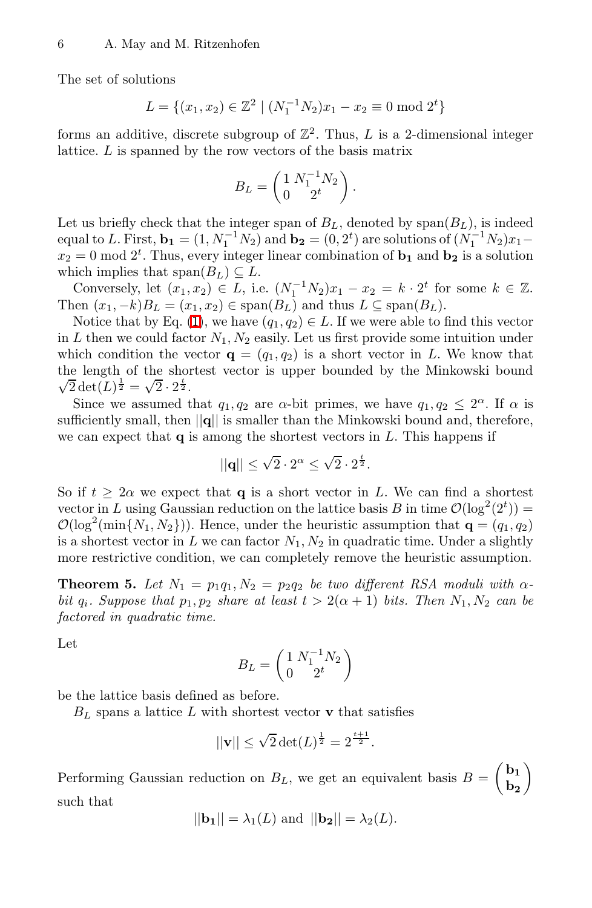The set of solutions

$$L = \{(x_1, x_2) \in \mathbb{Z}^2 \mid (N_1^{-1}N_2)x_1 - x_2 \equiv 0 \bmod 2^t\}$$

forms an additive, discrete subgroup of $\mathbb{Z}^2$. Thus, $L$ is a 2-dimensional integer lattice. $L$ is spanned by the row vectors of the basis matrix

$$B_L = \begin{pmatrix} 1 & N_1^{-1}N_2 \\ 0 & 2^t \end{pmatrix}.$$

Let us briefly check that the integer span of $B_L$, denoted by $\text{span}(B_L)$, is indeed equal to $L$. First, $\mathbf{b_1} = (1, N_1^{-1}N_2)$ and $\mathbf{b_2} = (0, 2^t)$ are solutions of $(N_1^{-1}N_2)x_1 - x_2 = 0 \bmod 2^t$. Thus, every integer linear combination of $\mathbf{b_1}$ and $\mathbf{b_2}$ is a solution which implies that $\text{span}(B_L) \subseteq L$.

Conversely, let $(x_1, x_2) \in L$, i.e. $(N_1^{-1}N_2)x_1 - x_2 = k \cdot 2^t$ for some $k \in \mathbb{Z}$. Then $(x_1, -k)B_L = (x_1, x_2) \in \text{span}(B_L)$ and thus $L \subseteq \text{span}(B_L)$.

Notice that by Eq. (1), we have $(q_1, q_2) \in L$. If we were able to find this vector in $L$ then we could factor $N_1, N_2$ easily. Let us first provide some intuition under which condition the vector $\mathbf{q} = (q_1, q_2)$ is a short vector in $L$. We know that the length of the shortest vector is upper bounded by the Minkowski bound $\sqrt{2}\det(L)^{\frac{1}{2}} = \sqrt{2} \cdot 2^{\frac{t}{2}}$.

Since we assumed that $q_1, q_2$ are $\alpha$-bit primes, we have $q_1, q_2 \leq 2^\alpha$. If $\alpha$ is sufficiently small, then $||\mathbf{q}||$ is smaller than the Minkowski bound and, therefore, we can expect that $\mathbf{q}$ is among the shortest vectors in $L$. This happens if

$$||\mathbf{q}|| \leq \sqrt{2} \cdot 2^\alpha \leq \sqrt{2} \cdot 2^{\frac{t}{2}}.$$

So if $t \geq 2\alpha$ we expect that $\mathbf{q}$ is a short vector in $L$. We can find a shortest vector in $L$ using Gaussian reduction on the lattice basis $B$ in time $\mathcal{O}(\log^2(2^t)) = \mathcal{O}(\log^2(\min\{N_1, N_2\}))$. Hence, under the heuristic assumption that $\mathbf{q} = (q_1, q_2)$ is a shortest vector in $L$ we can factor $N_1, N_2$ in quadratic time. Under a slightly more restrictive condition, we can completely remove the heuristic assumption.

**Theorem 5.** *Let $N_1 = p_1q_1, N_2 = p_2q_2$ be two different RSA moduli with $\alpha$-bit $q_i$. Suppose that $p_1, p_2$ share at least $t > 2(\alpha + 1)$ bits. Then $N_1, N_2$ can be factored in quadratic time.*

Let

$$B_L = \begin{pmatrix} 1 & N_1^{-1}N_2 \\ 0 & 2^t \end{pmatrix}$$

be the lattice basis defined as before.

$B_L$ spans a lattice $L$ with shortest vector $\mathbf{v}$ that satisfies

$$||\mathbf{v}|| \leq \sqrt{2}\det(L)^{\frac{1}{2}} = 2^{\frac{t+1}{2}}.$$

Performing Gaussian reduction on $B_L$, we get an equivalent basis $B = \begin{pmatrix} \mathbf{b_1} \\ \mathbf{b_2} \end{pmatrix}$ such that

$$||\mathbf{b_1}|| = \lambda_1(L) \text{ and } ||\mathbf{b_2}|| = \lambda_2(L).$$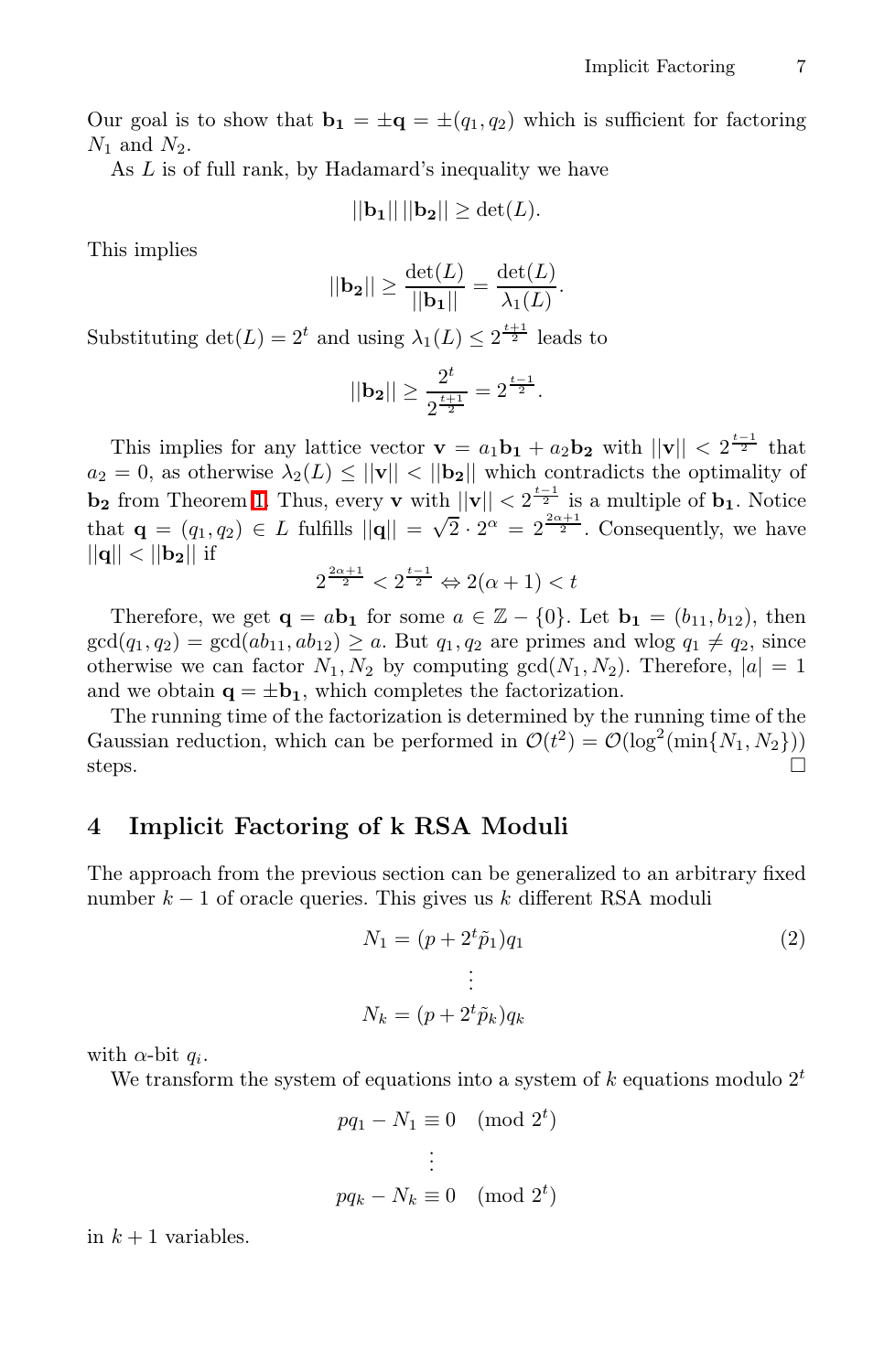Our goal is to show that $\mathbf{b_1} = \pm\mathbf{q} = \pm(q_1, q_2)$ which is sufficient for factoring $N_1$ and $N_2$.

As $L$ is of full rank, by Hadamard's inequality we have

$$||\mathbf{b_1}|| \, ||\mathbf{b_2}|| \geq \det(L).$$

This implies

$$||\mathbf{b_2}|| \geq \frac{\det(L)}{||\mathbf{b_1}||} = \frac{\det(L)}{\lambda_1(L)}.$$

Substituting $\det(L) = 2^t$ and using $\lambda_1(L) \leq 2^{\frac{t+1}{2}}$ leads to

$$||\mathbf{b_2}|| \geq \frac{2^t}{2^{\frac{t+1}{2}}} = 2^{\frac{t-1}{2}}.$$

This implies for any lattice vector $\mathbf{v} = a_1\mathbf{b_1} + a_2\mathbf{b_2}$ with $||\mathbf{v}|| < 2^{\frac{t-1}{2}}$ that $a_2 = 0$, as otherwise $\lambda_2(L) \leq ||\mathbf{v}|| < ||\mathbf{b_2}||$ which contradicts the optimality of $\mathbf{b_2}$ from Theorem 1. Thus, every $\mathbf{v}$ with $||\mathbf{v}|| < 2^{\frac{t-1}{2}}$ is a multiple of $\mathbf{b_1}$. Notice that $\mathbf{q} = (q_1, q_2) \in L$ fulfills $||\mathbf{q}|| = \sqrt{2} \cdot 2^{\alpha} = 2^{\frac{2\alpha+1}{2}}$. Consequently, we have $||\mathbf{q}|| < ||\mathbf{b_2}||$ if

$$2^{\frac{2\alpha+1}{2}} < 2^{\frac{t-1}{2}} \Leftrightarrow 2(\alpha+1) < t$$

Therefore, we get $\mathbf{q} = a\mathbf{b_1}$ for some $a \in \mathbb{Z} - \{0\}$. Let $\mathbf{b_1} = (b_{11}, b_{12})$, then $\gcd(q_1, q_2) = \gcd(ab_{11}, ab_{12}) \geq a$. But $q_1, q_2$ are primes and wlog $q_1 \neq q_2$, since otherwise we can factor $N_1, N_2$ by computing $\gcd(N_1, N_2)$. Therefore, $|a| = 1$ and we obtain $\mathbf{q} = \pm\mathbf{b_1}$, which completes the factorization.

The running time of the factorization is determined by the running time of the Gaussian reduction, which can be performed in $\mathcal{O}(t^2) = \mathcal{O}(\log^2(\min\{N_1, N_2\}))$ steps. $\square$

## 4 Implicit Factoring of k RSA Moduli

The approach from the previous section can be generalized to an arbitrary fixed number $k-1$ of oracle queries. This gives us $k$ different RSA moduli

$$\begin{aligned} N_1 &= (p + 2^t\tilde{p}_1)q_1 \\ &\vdots \\ N_k &= (p + 2^t\tilde{p}_k)q_k \end{aligned} \tag{2}$$

with $\alpha$-bit $q_i$.

We transform the system of equations into a system of $k$ equations modulo $2^t$

$$\begin{aligned} pq_1 - N_1 &\equiv 0 \pmod{2^t} \\ &\vdots \\ pq_k - N_k &\equiv 0 \pmod{2^t} \end{aligned}$$

in $k+1$ variables.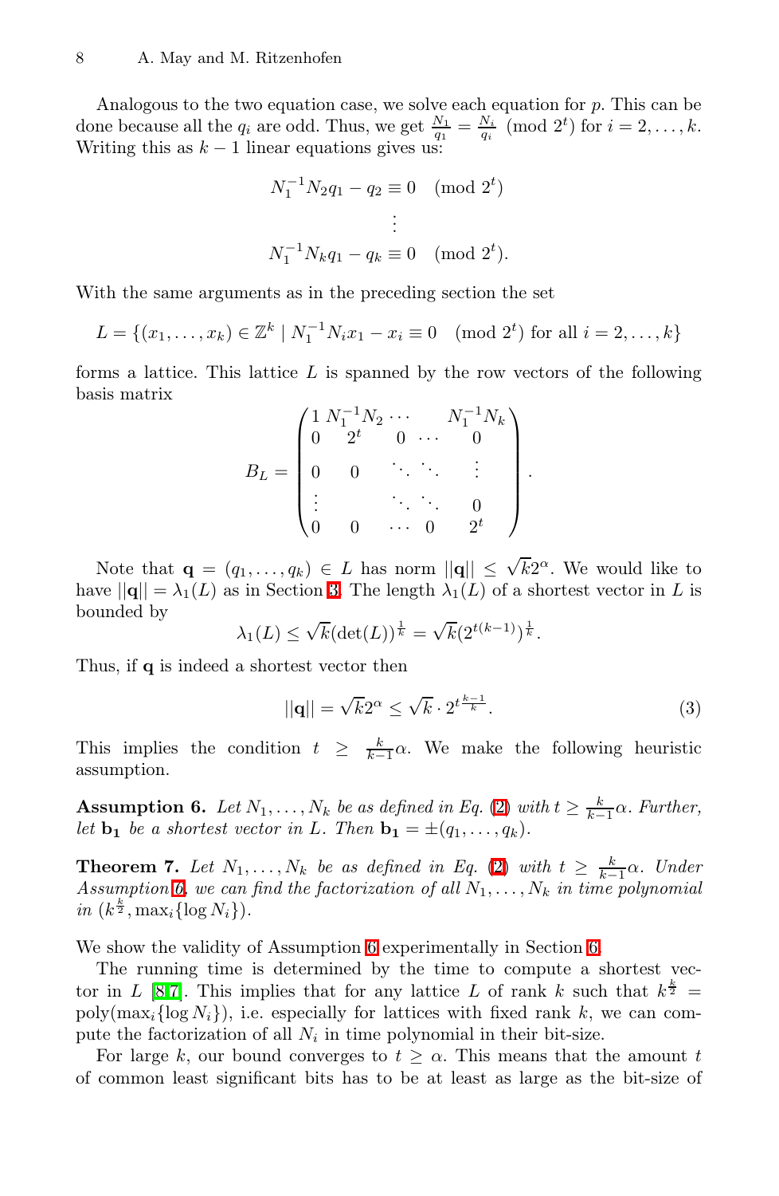Analogous to the two equation case, we solve each equation for $p$. This can be done because all the $q_i$ are odd. Thus, we get $\frac{N_1}{q_1} = \frac{N_i}{q_i} \pmod{2^t}$ for $i = 2, \ldots, k$. Writing this as $k-1$ linear equations gives us:

$$
\begin{aligned}
N_1^{-1}N_2 q_1 - q_2 &\equiv 0 \pmod{2^t} \\
&\vdots \\
N_1^{-1}N_k q_1 - q_k &\equiv 0 \pmod{2^t}.
\end{aligned}
$$

With the same arguments as in the preceding section the set

$$L = \{(x_1, \ldots, x_k) \in \mathbb{Z}^k \mid N_1^{-1}N_i x_1 - x_i \equiv 0 \pmod{2^t} \text{ for all } i = 2, \ldots, k\}$$

forms a lattice. This lattice $L$ is spanned by the row vectors of the following basis matrix

$$
B_L = \begin{pmatrix}
1 & N_1^{-1}N_2 & \cdots & & N_1^{-1}N_k \\
0 & 2^t & 0 & \cdots & 0 \\
0 & 0 & \ddots & \ddots & \vdots \\
\vdots & & \ddots & \ddots & 0 \\
0 & 0 & \cdots & 0 & 2^t
\end{pmatrix}.
$$

Note that $\mathbf{q} = (q_1, \ldots, q_k) \in L$ has norm $||\mathbf{q}|| \leq \sqrt{k}2^\alpha$. We would like to have $||\mathbf{q}|| = \lambda_1(L)$ as in Section 3. The length $\lambda_1(L)$ of a shortest vector in $L$ is bounded by

$$\lambda_1(L) \leq \sqrt{k}(\det(L))^{\frac{1}{k}} = \sqrt{k}(2^{t(k-1)})^{\frac{1}{k}}.$$

Thus, if $\mathbf{q}$ is indeed a shortest vector then

$$||\mathbf{q}|| = \sqrt{k}2^\alpha \leq \sqrt{k} \cdot 2^{t\frac{k-1}{k}}. \tag{3}$$

This implies the condition $t \geq \frac{k}{k-1}\alpha$. We make the following heuristic assumption.

**Assumption 6.** *Let $N_1, \ldots, N_k$ be as defined in Eq. (2) with $t \geq \frac{k}{k-1}\alpha$. Further, let $\mathbf{b_1}$ be a shortest vector in $L$. Then $\mathbf{b_1} = \pm(q_1, \ldots, q_k)$.*

**Theorem 7.** *Let $N_1, \ldots, N_k$ be as defined in Eq. (2) with $t \geq \frac{k}{k-1}\alpha$. Under Assumption 6, we can find the factorization of all $N_1, \ldots, N_k$ in time polynomial in $(k^{\frac{k}{2}}, \max_i\{\log N_i\})$.*

We show the validity of Assumption 6 experimentally in Section 6.

The running time is determined by the time to compute a shortest vector in $L$ [8,7]. This implies that for any lattice $L$ of rank $k$ such that $k^{\frac{k}{2}} = \text{poly}(\max_i\{\log N_i\})$, i.e. especially for lattices with fixed rank $k$, we can compute the factorization of all $N_i$ in time polynomial in their bit-size.

For large $k$, our bound converges to $t \geq \alpha$. This means that the amount $t$ of common least significant bits has to be at least as large as the bit-size of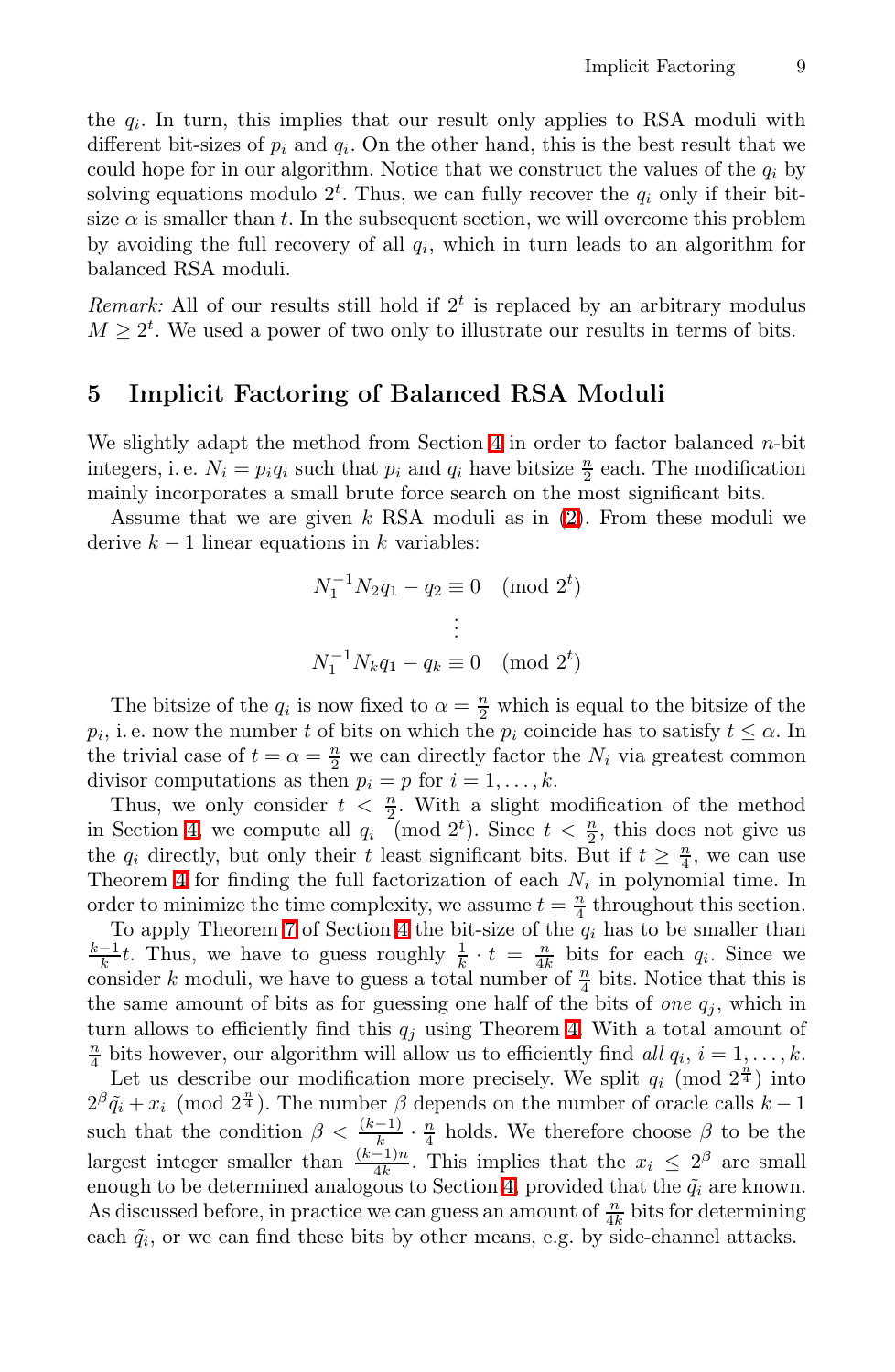the $q_i$. In turn, this implies that our result only applies to RSA moduli with different bit-sizes of $p_i$ and $q_i$. On the other hand, this is the best result that we could hope for in our algorithm. Notice that we construct the values of the $q_i$ by solving equations modulo $2^t$. Thus, we can fully recover the $q_i$ only if their bit-size $\alpha$ is smaller than $t$. In the subsequent section, we will overcome this problem by avoiding the full recovery of all $q_i$, which in turn leads to an algorithm for balanced RSA moduli.

*Remark:* All of our results still hold if $2^t$ is replaced by an arbitrary modulus $M \geq 2^t$. We used a power of two only to illustrate our results in terms of bits.

## 5 Implicit Factoring of Balanced RSA Moduli

We slightly adapt the method from Section 4 in order to factor balanced $n$-bit integers, i. e. $N_i = p_i q_i$ such that $p_i$ and $q_i$ have bitsize $\frac{n}{2}$ each. The modification mainly incorporates a small brute force search on the most significant bits.

Assume that we are given $k$ RSA moduli as in (2). From these moduli we derive $k-1$ linear equations in $k$ variables:

$$
\begin{aligned}
N_1^{-1} N_2 q_1 - q_2 &\equiv 0 \pmod{2^t} \\
&\vdots \\
N_1^{-1} N_k q_1 - q_k &\equiv 0 \pmod{2^t}
\end{aligned}
$$

The bitsize of the $q_i$ is now fixed to $\alpha = \frac{n}{2}$ which is equal to the bitsize of the $p_i$, i. e. now the number $t$ of bits on which the $p_i$ coincide has to satisfy $t \leq \alpha$. In the trivial case of $t = \alpha = \frac{n}{2}$ we can directly factor the $N_i$ via greatest common divisor computations as then $p_i = p$ for $i = 1, \ldots, k$.

Thus, we only consider $t < \frac{n}{2}$. With a slight modification of the method in Section 4, we compute all $q_i \pmod{2^t}$. Since $t < \frac{n}{2}$, this does not give us the $q_i$ directly, but only their $t$ least significant bits. But if $t \geq \frac{n}{4}$, we can use Theorem 4 for finding the full factorization of each $N_i$ in polynomial time. In order to minimize the time complexity, we assume $t = \frac{n}{4}$ throughout this section.

To apply Theorem 7 of Section 4 the bit-size of the $q_i$ has to be smaller than $\frac{k-1}{k}t$. Thus, we have to guess roughly $\frac{1}{k} \cdot t = \frac{n}{4k}$ bits for each $q_i$. Since we consider $k$ moduli, we have to guess a total number of $\frac{n}{4}$ bits. Notice that this is the same amount of bits as for guessing one half of the bits of *one* $q_j$, which in turn allows to efficiently find this $q_j$ using Theorem 4. With a total amount of $\frac{n}{4}$ bits however, our algorithm will allow us to efficiently find *all* $q_i$, $i = 1, \ldots, k$.

Let us describe our modification more precisely. We split $q_i \pmod{2^{\frac{n}{4}}}$ into $2^\beta \tilde{q}_i + x_i \pmod{2^{\frac{n}{4}}}$. The number $\beta$ depends on the number of oracle calls $k-1$ such that the condition $\beta < \frac{(k-1)}{k} \cdot \frac{n}{4}$ holds. We therefore choose $\beta$ to be the largest integer smaller than $\frac{(k-1)n}{4k}$. This implies that the $x_i \leq 2^\beta$ are small enough to be determined analogous to Section 4, provided that the $\tilde{q}_i$ are known. As discussed before, in practice we can guess an amount of $\frac{n}{4k}$ bits for determining each $\tilde{q}_i$, or we can find these bits by other means, e.g. by side-channel attacks.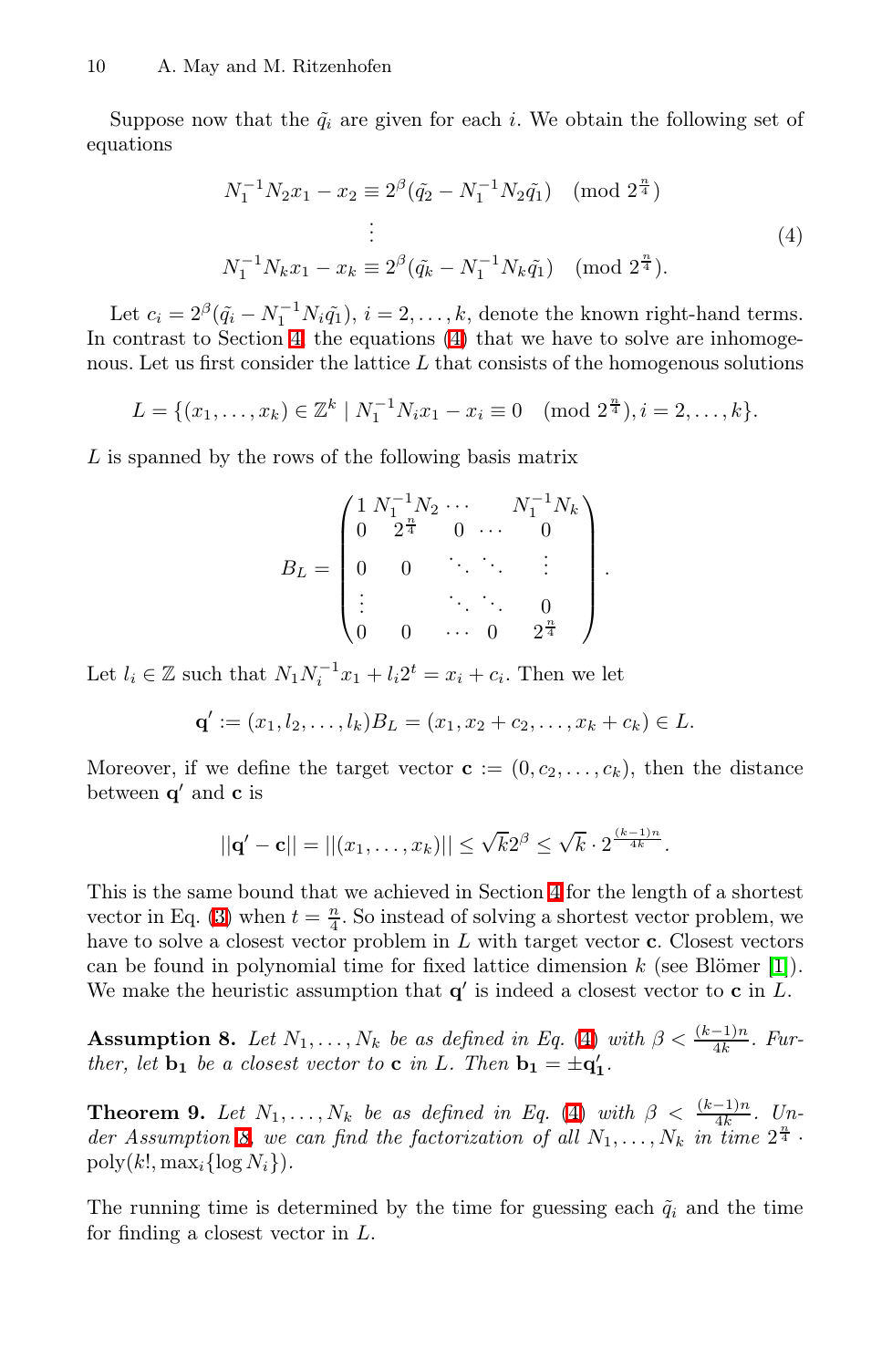Suppose now that the $\tilde{q}_i$ are given for each $i$. We obtain the following set of equations

$$
\begin{aligned}
N_1^{-1}N_2 x_1 - x_2 &\equiv 2^{\beta}(\tilde{q}_2 - N_1^{-1}N_2\tilde{q}_1) \pmod{2^{\frac{n}{4}}} \\
&\vdots \\
N_1^{-1}N_k x_1 - x_k &\equiv 2^{\beta}(\tilde{q}_k - N_1^{-1}N_k\tilde{q}_1) \pmod{2^{\frac{n}{4}}}.
\end{aligned}
\tag{4}
$$

Let $c_i = 2^{\beta}(\tilde{q}_i - N_1^{-1}N_i\tilde{q}_1)$, $i = 2, \ldots, k$, denote the known right-hand terms. In contrast to Section 4, the equations (4) that we have to solve are inhomogenous. Let us first consider the lattice $L$ that consists of the homogenous solutions

$$
L = \{(x_1, \ldots, x_k) \in \mathbb{Z}^k \mid N_1^{-1}N_i x_1 - x_i \equiv 0 \pmod{2^{\frac{n}{4}}}, i = 2, \ldots, k\}.
$$

$L$ is spanned by the rows of the following basis matrix

$$
B_L = \begin{pmatrix}
1 & N_1^{-1}N_2 & \cdots & & N_1^{-1}N_k \\
0 & 2^{\frac{n}{4}} & 0 & \cdots & 0 \\
0 & 0 & \ddots & \ddots & \vdots \\
\vdots & & \ddots & \ddots & 0 \\
0 & 0 & \cdots & 0 & 2^{\frac{n}{4}}
\end{pmatrix}.
$$

Let $l_i \in \mathbb{Z}$ such that $N_1 N_i^{-1} x_1 + l_i 2^t = x_i + c_i$. Then we let

$$
\mathbf{q}' := (x_1, l_2, \ldots, l_k) B_L = (x_1, x_2 + c_2, \ldots, x_k + c_k) \in L.
$$

Moreover, if we define the target vector $\mathbf{c} := (0, c_2, \ldots, c_k)$, then the distance between $\mathbf{q}'$ and $\mathbf{c}$ is

$$
||\mathbf{q}' - \mathbf{c}|| = ||(x_1, \ldots, x_k)|| \leq \sqrt{k} 2^{\beta} \leq \sqrt{k} \cdot 2^{\frac{(k-1)n}{4k}}.
$$

This is the same bound that we achieved in Section 4 for the length of a shortest vector in Eq. (3) when $t = \frac{n}{4}$. So instead of solving a shortest vector problem, we have to solve a closest vector problem in $L$ with target vector $\mathbf{c}$. Closest vectors can be found in polynomial time for fixed lattice dimension $k$ (see Blömer [1]). We make the heuristic assumption that $\mathbf{q}'$ is indeed a closest vector to $\mathbf{c}$ in $L$.

**Assumption 8.** *Let $N_1, \ldots, N_k$ be as defined in Eq. (4) with $\beta < \frac{(k-1)n}{4k}$. Further, let $\mathbf{b_1}$ be a closest vector to $\mathbf{c}$ in $L$. Then $\mathbf{b_1} = \pm\mathbf{q_1'}$.*

**Theorem 9.** *Let $N_1, \ldots, N_k$ be as defined in Eq. (4) with $\beta < \frac{(k-1)n}{4k}$. Under Assumption 8, we can find the factorization of all $N_1, \ldots, N_k$ in time $2^{\frac{n}{4}} \cdot \text{poly}(k!, \max_i\{\log N_i\})$.*

The running time is determined by the time for guessing each $\tilde{q}_i$ and the time for finding a closest vector in $L$.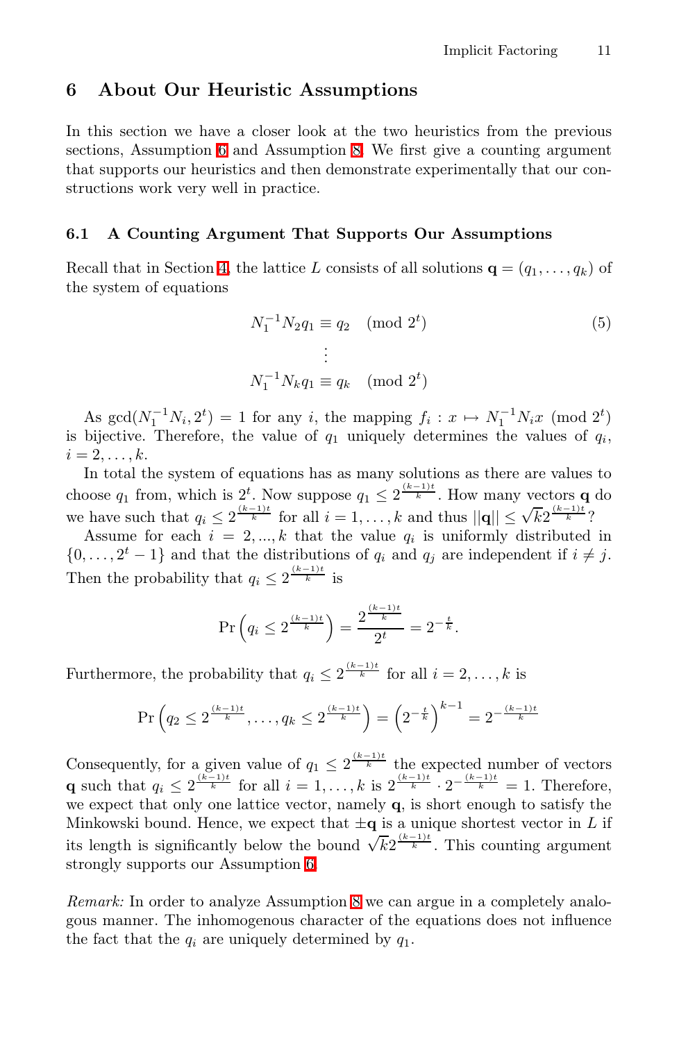## 6 About Our Heuristic Assumptions

In this section we have a closer look at the two heuristics from the previous sections, Assumption 6 and Assumption 8. We first give a counting argument that supports our heuristics and then demonstrate experimentally that our constructions work very well in practice.

### 6.1 A Counting Argument That Supports Our Assumptions

Recall that in Section 4, the lattice $L$ consists of all solutions $\mathbf{q} = (q_1, \ldots, q_k)$ of the system of equations

$$
\begin{aligned}
N_1^{-1} N_2 q_1 &\equiv q_2 \pmod{2^t} \\
&\vdots \\
N_1^{-1} N_k q_1 &\equiv q_k \pmod{2^t}
\end{aligned}
\tag{5}
$$

As $\gcd(N_1^{-1} N_i, 2^t) = 1$ for any $i$, the mapping $f_i : x \mapsto N_1^{-1} N_i x \pmod{2^t}$ is bijective. Therefore, the value of $q_1$ uniquely determines the values of $q_i$, $i = 2, \ldots, k$.

In total the system of equations has as many solutions as there are values to choose $q_1$ from, which is $2^t$. Now suppose $q_1 \leq 2^{\frac{(k-1)t}{k}}$. How many vectors $\mathbf{q}$ do we have such that $q_i \leq 2^{\frac{(k-1)t}{k}}$ for all $i = 1, \ldots, k$ and thus $||\mathbf{q}|| \leq \sqrt{k} 2^{\frac{(k-1)t}{k}}$?

Assume for each $i = 2, ..., k$ that the value $q_i$ is uniformly distributed in $\{0, \ldots, 2^t - 1\}$ and that the distributions of $q_i$ and $q_j$ are independent if $i \neq j$. Then the probability that $q_i \leq 2^{\frac{(k-1)t}{k}}$ is

$$
\Pr\left(q_i \leq 2^{\frac{(k-1)t}{k}}\right) = \frac{2^{\frac{(k-1)t}{k}}}{2^t} = 2^{-\frac{t}{k}}.
$$

Furthermore, the probability that $q_i \leq 2^{\frac{(k-1)t}{k}}$ for all $i = 2, \ldots, k$ is

$$
\Pr\left(q_2 \leq 2^{\frac{(k-1)t}{k}}, \ldots, q_k \leq 2^{\frac{(k-1)t}{k}}\right) = \left(2^{-\frac{t}{k}}\right)^{k-1} = 2^{-\frac{(k-1)t}{k}}
$$

Consequently, for a given value of $q_1 \leq 2^{\frac{(k-1)t}{k}}$ the expected number of vectors $\mathbf{q}$ such that $q_i \leq 2^{\frac{(k-1)t}{k}}$ for all $i = 1, \ldots, k$ is $2^{\frac{(k-1)t}{k}} \cdot 2^{-\frac{(k-1)t}{k}} = 1$. Therefore, we expect that only one lattice vector, namely $\mathbf{q}$, is short enough to satisfy the Minkowski bound. Hence, we expect that $\pm\mathbf{q}$ is a unique shortest vector in $L$ if its length is significantly below the bound $\sqrt{k} 2^{\frac{(k-1)t}{k}}$. This counting argument strongly supports our Assumption 6.

*Remark:* In order to analyze Assumption 8 we can argue in a completely analogous manner. The inhomogenous character of the equations does not influence the fact that the $q_i$ are uniquely determined by $q_1$.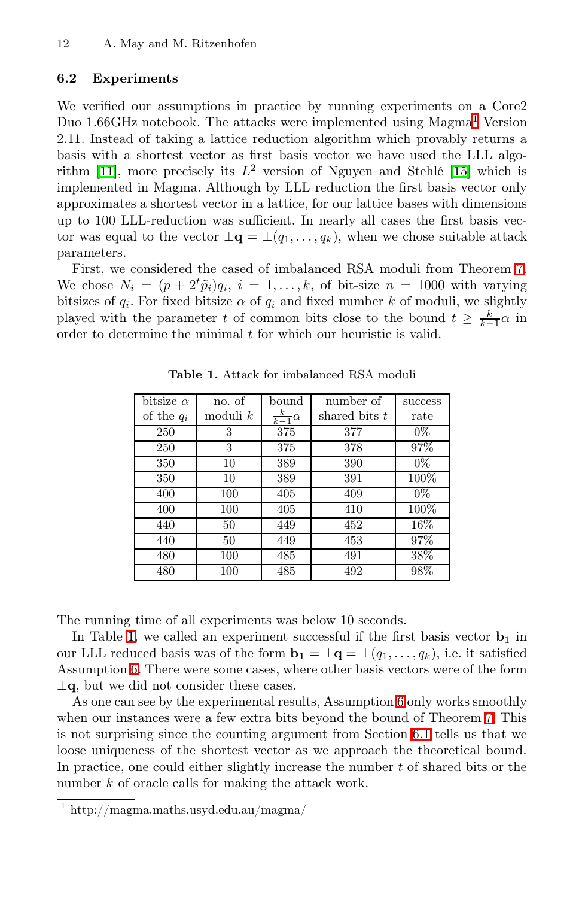### 6.2 Experiments

We verified our assumptions in practice by running experiments on a Core2 Duo 1.66GHz notebook. The attacks were implemented using Magma[1] Version 2.11. Instead of taking a lattice reduction algorithm which provably returns a basis with a shortest vector as first basis vector we have used the LLL algorithm [11], more precisely its $L^2$ version of Nguyen and Stehlé [15] which is implemented in Magma. Although by LLL reduction the first basis vector only approximates a shortest vector in a lattice, for our lattice bases with dimensions up to 100 LLL-reduction was sufficient. In nearly all cases the first basis vector was equal to the vector $\pm\mathbf{q} = \pm(q_1, \ldots, q_k)$, when we chose suitable attack parameters.

First, we considered the cased of imbalanced RSA moduli from Theorem 7. We chose $N_i = (p + 2^t\tilde{p}_i)q_i$, $i = 1, \ldots, k$, of bit-size $n = 1000$ with varying bitsizes of $q_i$. For fixed bitsize $\alpha$ of $q_i$ and fixed number $k$ of moduli, we slightly played with the parameter $t$ of common bits close to the bound $t \geq \frac{k}{k-1}\alpha$ in order to determine the minimal $t$ for which our heuristic is valid.

**Table 1.** Attack for imbalanced RSA moduli

| bitsize $\alpha$ of the $q_i$ | no. of moduli $k$ | bound $\frac{k}{k-1}\alpha$ | number of shared bits $t$ | success rate |
|---|---|---|---|---|
| 250 | 3 | 375 | 377 | 0% |
| 250 | 3 | 375 | 378 | 97% |
| 350 | 10 | 389 | 390 | 0% |
| 350 | 10 | 389 | 391 | 100% |
| 400 | 100 | 405 | 409 | 0% |
| 400 | 100 | 405 | 410 | 100% |
| 440 | 50 | 449 | 452 | 16% |
| 440 | 50 | 449 | 453 | 97% |
| 480 | 100 | 485 | 491 | 38% |
| 480 | 100 | 485 | 492 | 98% |

The running time of all experiments was below 10 seconds.

In Table 1, we called an experiment successful if the first basis vector $\mathbf{b}_1$ in our LLL reduced basis was of the form $\mathbf{b_1} = \pm\mathbf{q} = \pm(q_1, \ldots, q_k)$, i.e. it satisfied Assumption 6. There were some cases, where other basis vectors were of the form $\pm\mathbf{q}$, but we did not consider these cases.

As one can see by the experimental results, Assumption 6 only works smoothly when our instances were a few extra bits beyond the bound of Theorem 7. This is not surprising since the counting argument from Section 6.1 tells us that we loose uniqueness of the shortest vector as we approach the theoretical bound. In practice, one could either slightly increase the number $t$ of shared bits or the number $k$ of oracle calls for making the attack work.

[1] http://magma.maths.usyd.edu.au/magma/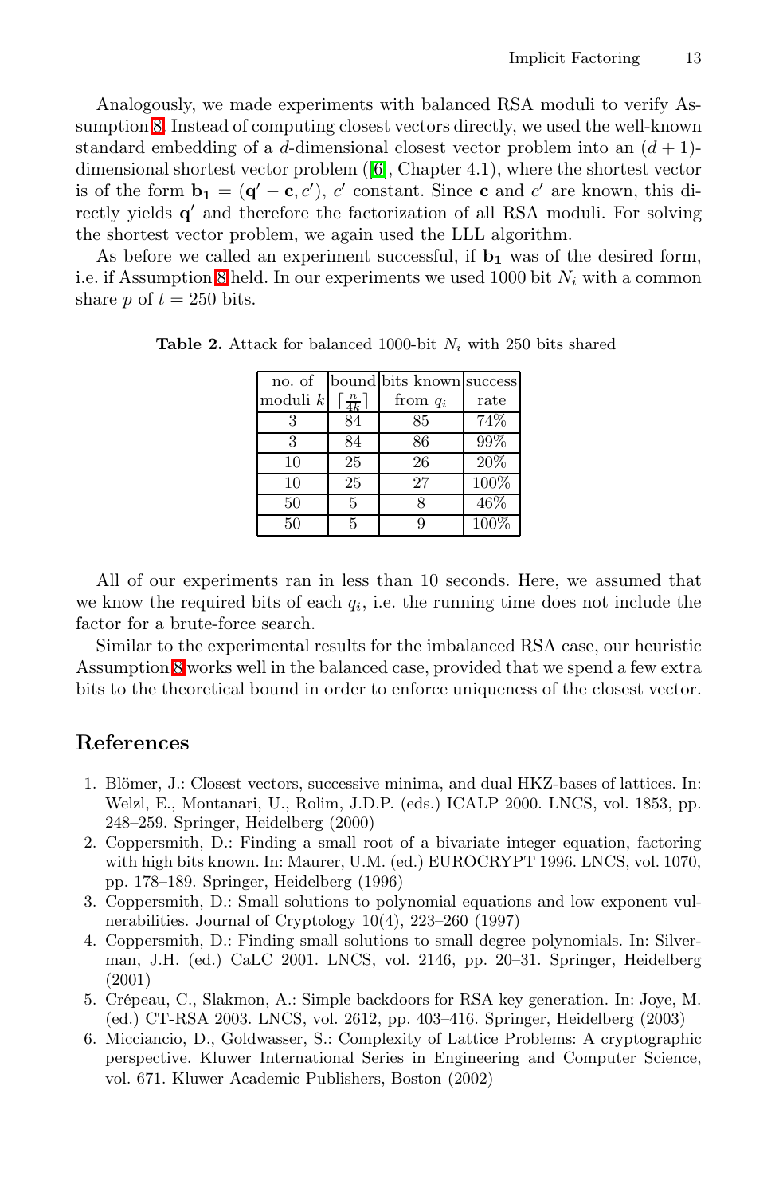Analogously, we made experiments with balanced RSA moduli to verify Assumption 8. Instead of computing closest vectors directly, we used the well-known standard embedding of a $d$-dimensional closest vector problem into an $(d+1)$-dimensional shortest vector problem ([6], Chapter 4.1), where the shortest vector is of the form $\mathbf{b_1} = (\mathbf{q'} - \mathbf{c}, c')$, $c'$ constant. Since $\mathbf{c}$ and $c'$ are known, this directly yields $\mathbf{q'}$ and therefore the factorization of all RSA moduli. For solving the shortest vector problem, we again used the LLL algorithm.

As before we called an experiment successful, if $\mathbf{b_1}$ was of the desired form, i.e. if Assumption 8 held. In our experiments we used 1000 bit $N_i$ with a common share $p$ of $t = 250$ bits.

**Table 2.** Attack for balanced 1000-bit $N_i$ with 250 bits shared

| no. of moduli $k$ | bound $\lceil \frac{n}{4k} \rceil$ | bits known from $q_i$ | success rate |
|---|---|---|---|
| 3 | 84 | 85 | 74% |
| 3 | 84 | 86 | 99% |
| 10 | 25 | 26 | 20% |
| 10 | 25 | 27 | 100% |
| 50 | 5 | 8 | 46% |
| 50 | 5 | 9 | 100% |

All of our experiments ran in less than 10 seconds. Here, we assumed that we know the required bits of each $q_i$, i.e. the running time does not include the factor for a brute-force search.

Similar to the experimental results for the imbalanced RSA case, our heuristic Assumption 8 works well in the balanced case, provided that we spend a few extra bits to the theoretical bound in order to enforce uniqueness of the closest vector.

## References

1. Blömer, J.: Closest vectors, successive minima, and dual HKZ-bases of lattices. In: Welzl, E., Montanari, U., Rolim, J.D.P. (eds.) ICALP 2000. LNCS, vol. 1853, pp. 248–259. Springer, Heidelberg (2000)
2. Coppersmith, D.: Finding a small root of a bivariate integer equation, factoring with high bits known. In: Maurer, U.M. (ed.) EUROCRYPT 1996. LNCS, vol. 1070, pp. 178–189. Springer, Heidelberg (1996)
3. Coppersmith, D.: Small solutions to polynomial equations and low exponent vulnerabilities. Journal of Cryptology 10(4), 223–260 (1997)
4. Coppersmith, D.: Finding small solutions to small degree polynomials. In: Silverman, J.H. (ed.) CaLC 2001. LNCS, vol. 2146, pp. 20–31. Springer, Heidelberg (2001)
5. Crépeau, C., Slakmon, A.: Simple backdoors for RSA key generation. In: Joye, M. (ed.) CT-RSA 2003. LNCS, vol. 2612, pp. 403–416. Springer, Heidelberg (2003)
6. Micciancio, D., Goldwasser, S.: Complexity of Lattice Problems: A cryptographic perspective. Kluwer International Series in Engineering and Computer Science, vol. 671. Kluwer Academic Publishers, Boston (2002)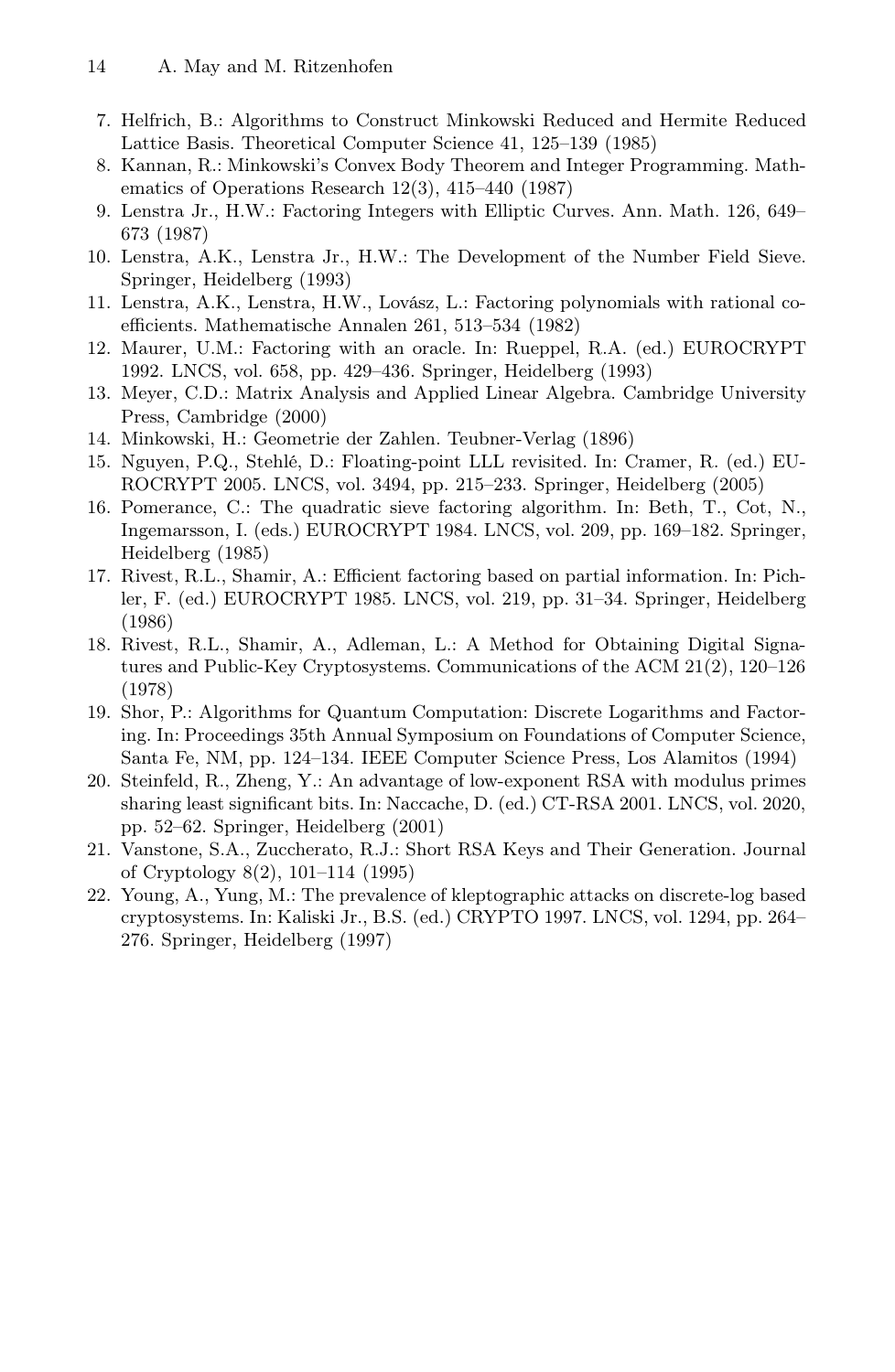7. Helfrich, B.: Algorithms to Construct Minkowski Reduced and Hermite Reduced Lattice Basis. Theoretical Computer Science 41, 125–139 (1985)
8. Kannan, R.: Minkowski's Convex Body Theorem and Integer Programming. Mathematics of Operations Research 12(3), 415–440 (1987)
9. Lenstra Jr., H.W.: Factoring Integers with Elliptic Curves. Ann. Math. 126, 649–673 (1987)
10. Lenstra, A.K., Lenstra Jr., H.W.: The Development of the Number Field Sieve. Springer, Heidelberg (1993)
11. Lenstra, A.K., Lenstra, H.W., Lovász, L.: Factoring polynomials with rational coefficients. Mathematische Annalen 261, 513–534 (1982)
12. Maurer, U.M.: Factoring with an oracle. In: Rueppel, R.A. (ed.) EUROCRYPT 1992. LNCS, vol. 658, pp. 429–436. Springer, Heidelberg (1993)
13. Meyer, C.D.: Matrix Analysis and Applied Linear Algebra. Cambridge University Press, Cambridge (2000)
14. Minkowski, H.: Geometrie der Zahlen. Teubner-Verlag (1896)
15. Nguyen, P.Q., Stehlé, D.: Floating-point LLL revisited. In: Cramer, R. (ed.) EUROCRYPT 2005. LNCS, vol. 3494, pp. 215–233. Springer, Heidelberg (2005)
16. Pomerance, C.: The quadratic sieve factoring algorithm. In: Beth, T., Cot, N., Ingemarsson, I. (eds.) EUROCRYPT 1984. LNCS, vol. 209, pp. 169–182. Springer, Heidelberg (1985)
17. Rivest, R.L., Shamir, A.: Efficient factoring based on partial information. In: Pichler, F. (ed.) EUROCRYPT 1985. LNCS, vol. 219, pp. 31–34. Springer, Heidelberg (1986)
18. Rivest, R.L., Shamir, A., Adleman, L.: A Method for Obtaining Digital Signatures and Public-Key Cryptosystems. Communications of the ACM 21(2), 120–126 (1978)
19. Shor, P.: Algorithms for Quantum Computation: Discrete Logarithms and Factoring. In: Proceedings 35th Annual Symposium on Foundations of Computer Science, Santa Fe, NM, pp. 124–134. IEEE Computer Science Press, Los Alamitos (1994)
20. Steinfeld, R., Zheng, Y.: An advantage of low-exponent RSA with modulus primes sharing least significant bits. In: Naccache, D. (ed.) CT-RSA 2001. LNCS, vol. 2020, pp. 52–62. Springer, Heidelberg (2001)
21. Vanstone, S.A., Zuccherato, R.J.: Short RSA Keys and Their Generation. Journal of Cryptology 8(2), 101–114 (1995)
22. Young, A., Yung, M.: The prevalence of kleptographic attacks on discrete-log based cryptosystems. In: Kaliski Jr., B.S. (ed.) CRYPTO 1997. LNCS, vol. 1294, pp. 264–276. Springer, Heidelberg (1997)